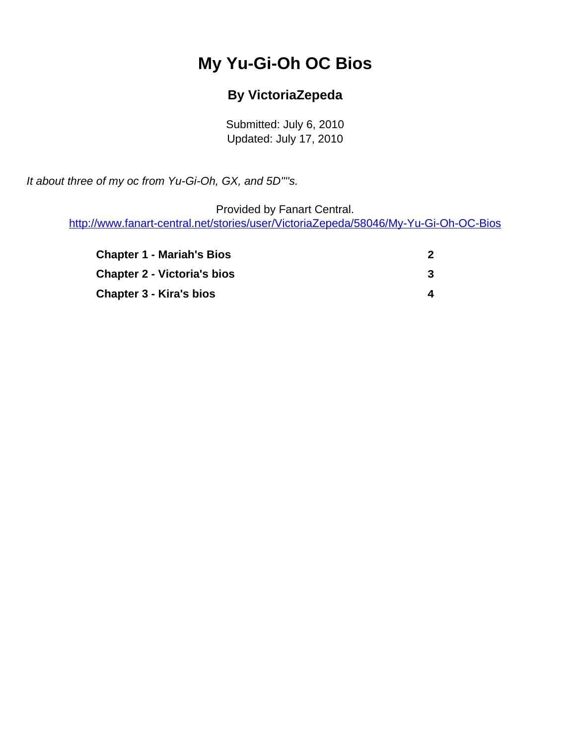# My Yu-Gi-Oh OC Bios

### By VictoriaZepeda

Submitted: July 6, 2010
Updated: July 17, 2010

*It about three of my oc from Yu-Gi-Oh, GX, and 5D""s.*

Provided by Fanart Central.
http://www.fanart-central.net/stories/user/VictoriaZepeda/58046/My-Yu-Gi-Oh-OC-Bios

| | |
|---|---|
| **Chapter 1 - Mariah's Bios** | **2** |
| **Chapter 2 - Victoria's bios** | **3** |
| **Chapter 3 - Kira's bios** | **4** |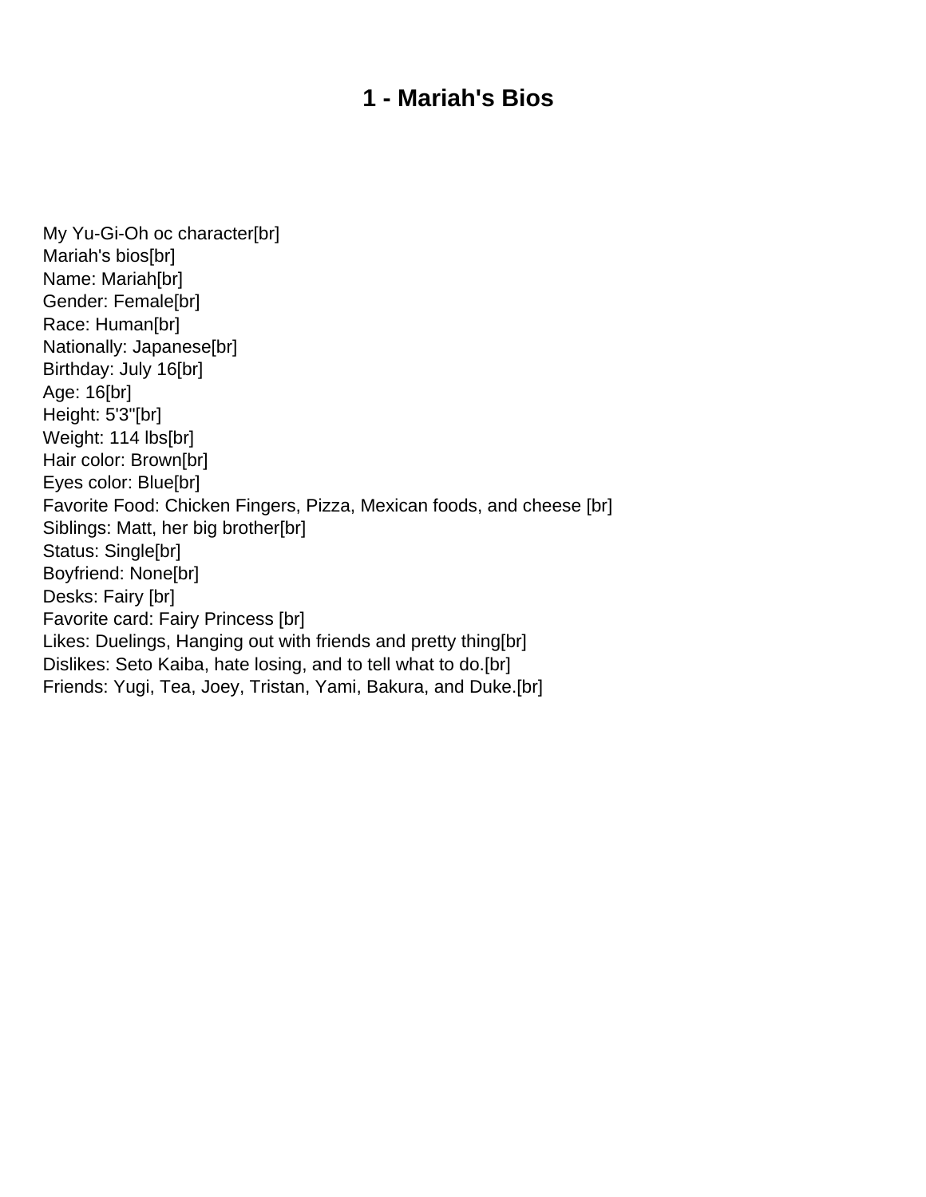# 1 - Mariah's Bios

My Yu-Gi-Oh oc character[br]
Mariah's bios[br]
Name: Mariah[br]
Gender: Female[br]
Race: Human[br]
Nationally: Japanese[br]
Birthday: July 16[br]
Age: 16[br]
Height: 5'3"[br]
Weight: 114 lbs[br]
Hair color: Brown[br]
Eyes color: Blue[br]
Favorite Food: Chicken Fingers, Pizza, Mexican foods, and cheese [br]
Siblings: Matt, her big brother[br]
Status: Single[br]
Boyfriend: None[br]
Desks: Fairy [br]
Favorite card: Fairy Princess [br]
Likes: Duelings, Hanging out with friends and pretty thing[br]
Dislikes: Seto Kaiba, hate losing, and to tell what to do.[br]
Friends: Yugi, Tea, Joey, Tristan, Yami, Bakura, and Duke.[br]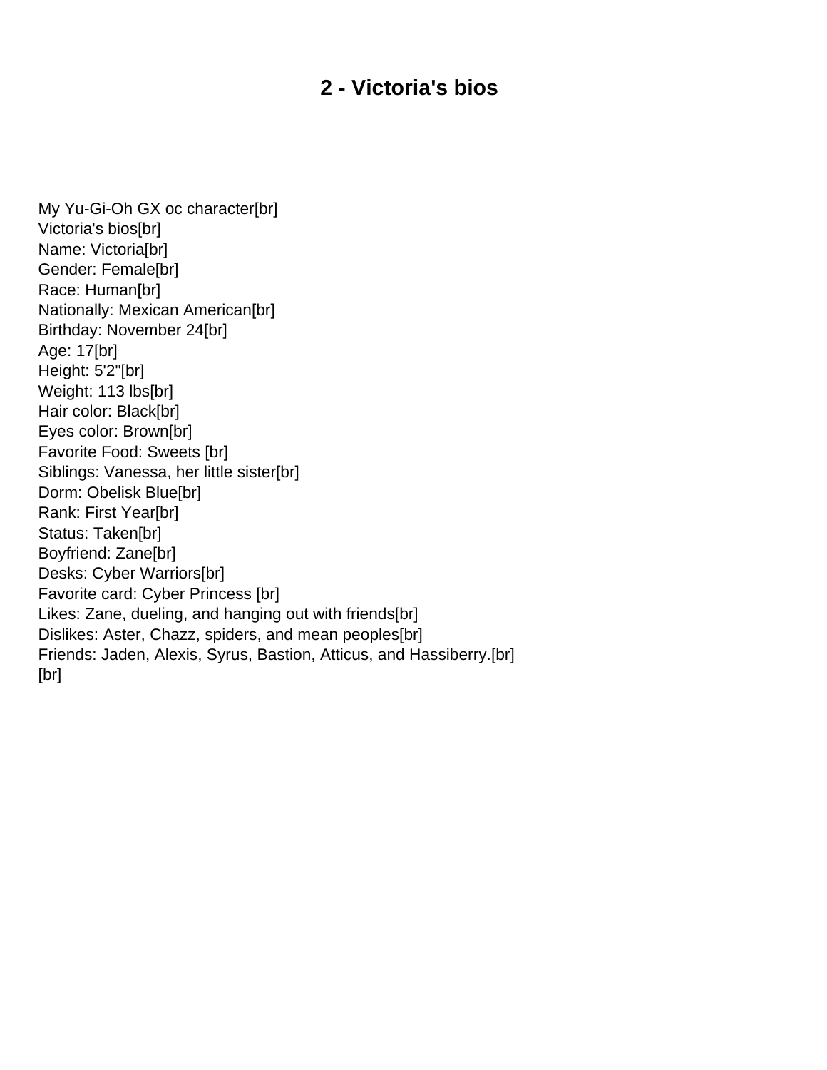# 2 - Victoria's bios

My Yu-Gi-Oh GX oc character[br]
Victoria's bios[br]
Name: Victoria[br]
Gender: Female[br]
Race: Human[br]
Nationally: Mexican American[br]
Birthday: November 24[br]
Age: 17[br]
Height: 5'2"[br]
Weight: 113 lbs[br]
Hair color: Black[br]
Eyes color: Brown[br]
Favorite Food: Sweets [br]
Siblings: Vanessa, her little sister[br]
Dorm: Obelisk Blue[br]
Rank: First Year[br]
Status: Taken[br]
Boyfriend: Zane[br]
Desks: Cyber Warriors[br]
Favorite card: Cyber Princess [br]
Likes: Zane, dueling, and hanging out with friends[br]
Dislikes: Aster, Chazz, spiders, and mean peoples[br]
Friends: Jaden, Alexis, Syrus, Bastion, Atticus, and Hassiberry.[br]
[br]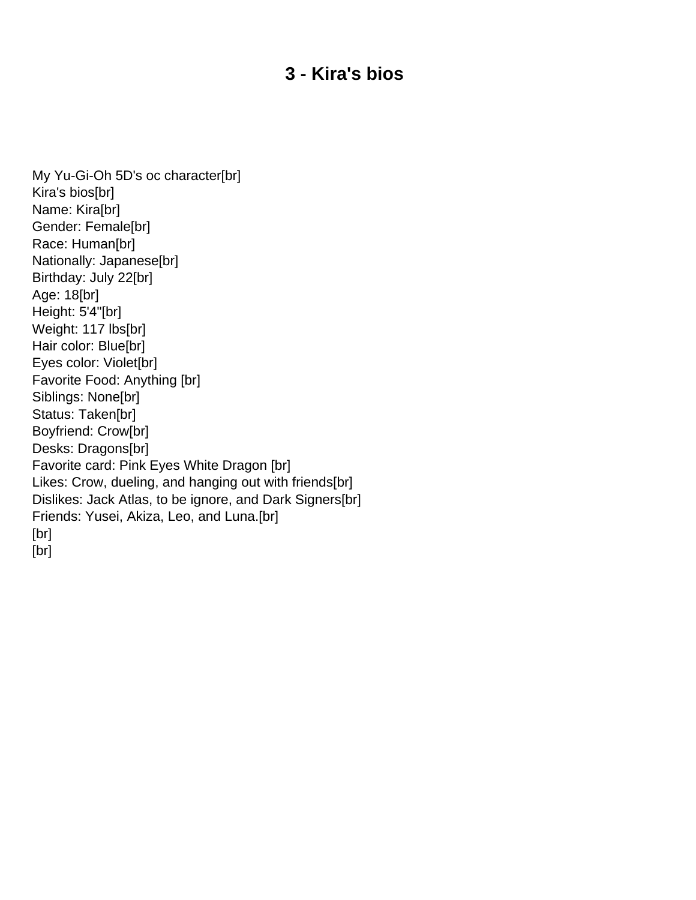# 3 - Kira's bios

My Yu-Gi-Oh 5D's oc character[br]
Kira's bios[br]
Name: Kira[br]
Gender: Female[br]
Race: Human[br]
Nationally: Japanese[br]
Birthday: July 22[br]
Age: 18[br]
Height: 5'4"[br]
Weight: 117 lbs[br]
Hair color: Blue[br]
Eyes color: Violet[br]
Favorite Food: Anything [br]
Siblings: None[br]
Status: Taken[br]
Boyfriend: Crow[br]
Desks: Dragons[br]
Favorite card: Pink Eyes White Dragon [br]
Likes: Crow, dueling, and hanging out with friends[br]
Dislikes: Jack Atlas, to be ignore, and Dark Signers[br]
Friends: Yusei, Akiza, Leo, and Luna.[br]
[br]
[br]